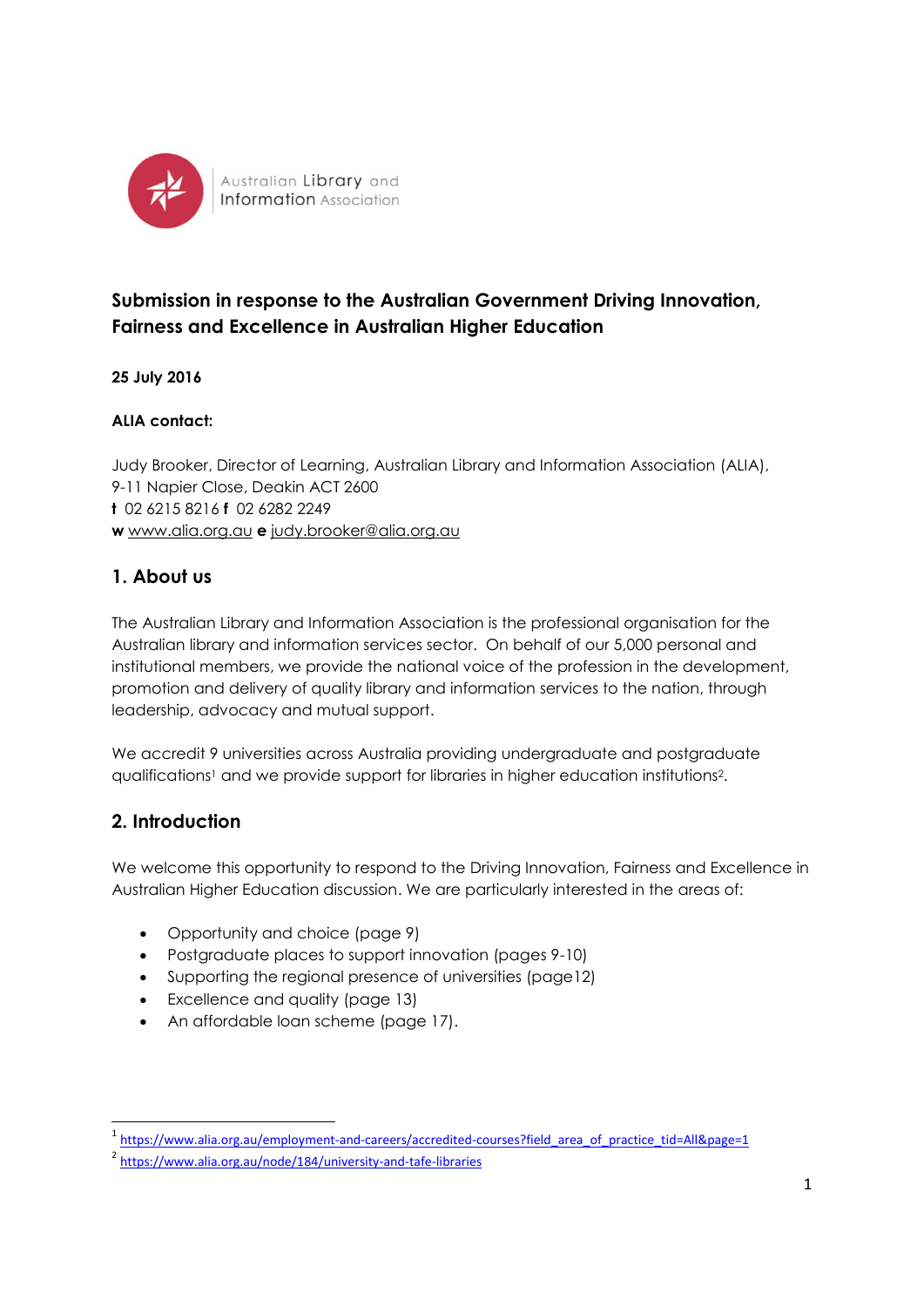Australian Library and Information Association

**Submission in response to the Australian Government Driving Innovation, Fairness and Excellence in Australian Higher Education**

**25 July 2016**

**ALIA contact:**

Judy Brooker, Director of Learning, Australian Library and Information Association (ALIA), 9-11 Napier Close, Deakin ACT 2600
**t** 02 6215 8216 **f** 02 6282 2249
**w** www.alia.org.au **e** judy.brooker@alia.org.au

## 1. About us

The Australian Library and Information Association is the professional organisation for the Australian library and information services sector. On behalf of our 5,000 personal and institutional members, we provide the national voice of the profession in the development, promotion and delivery of quality library and information services to the nation, through leadership, advocacy and mutual support.

We accredit 9 universities across Australia providing undergraduate and postgraduate qualifications[1] and we provide support for libraries in higher education institutions[2].

## 2. Introduction

We welcome this opportunity to respond to the Driving Innovation, Fairness and Excellence in Australian Higher Education discussion. We are particularly interested in the areas of:

- Opportunity and choice (page 9)
- Postgraduate places to support innovation (pages 9-10)
- Supporting the regional presence of universities (page12)
- Excellence and quality (page 13)
- An affordable loan scheme (page 17).

---

[1] https://www.alia.org.au/employment-and-careers/accredited-courses?field_area_of_practice_tid=All&page=1

[2] https://www.alia.org.au/node/184/university-and-tafe-libraries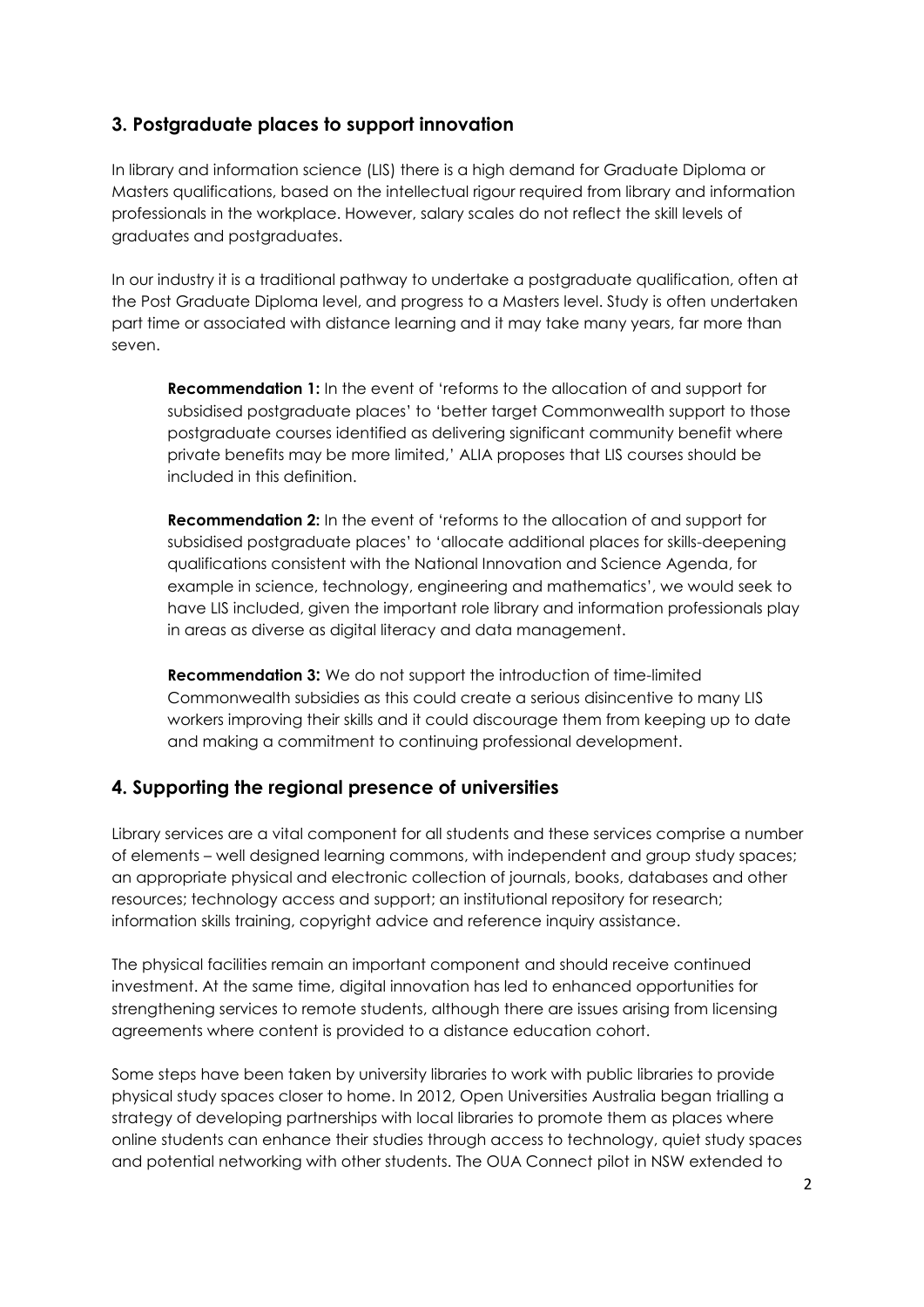## 3. Postgraduate places to support innovation

In library and information science (LIS) there is a high demand for Graduate Diploma or Masters qualifications, based on the intellectual rigour required from library and information professionals in the workplace. However, salary scales do not reflect the skill levels of graduates and postgraduates.

In our industry it is a traditional pathway to undertake a postgraduate qualification, often at the Post Graduate Diploma level, and progress to a Masters level. Study is often undertaken part time or associated with distance learning and it may take many years, far more than seven.

> **Recommendation 1:** In the event of 'reforms to the allocation of and support for subsidised postgraduate places' to 'better target Commonwealth support to those postgraduate courses identified as delivering significant community benefit where private benefits may be more limited,' ALIA proposes that LIS courses should be included in this definition.
>
> **Recommendation 2:** In the event of 'reforms to the allocation of and support for subsidised postgraduate places' to 'allocate additional places for skills-deepening qualifications consistent with the National Innovation and Science Agenda, for example in science, technology, engineering and mathematics', we would seek to have LIS included, given the important role library and information professionals play in areas as diverse as digital literacy and data management.
>
> **Recommendation 3:** We do not support the introduction of time-limited Commonwealth subsidies as this could create a serious disincentive to many LIS workers improving their skills and it could discourage them from keeping up to date and making a commitment to continuing professional development.

## 4. Supporting the regional presence of universities

Library services are a vital component for all students and these services comprise a number of elements – well designed learning commons, with independent and group study spaces; an appropriate physical and electronic collection of journals, books, databases and other resources; technology access and support; an institutional repository for research; information skills training, copyright advice and reference inquiry assistance.

The physical facilities remain an important component and should receive continued investment. At the same time, digital innovation has led to enhanced opportunities for strengthening services to remote students, although there are issues arising from licensing agreements where content is provided to a distance education cohort.

Some steps have been taken by university libraries to work with public libraries to provide physical study spaces closer to home. In 2012, Open Universities Australia began trialling a strategy of developing partnerships with local libraries to promote them as places where online students can enhance their studies through access to technology, quiet study spaces and potential networking with other students. The OUA Connect pilot in NSW extended to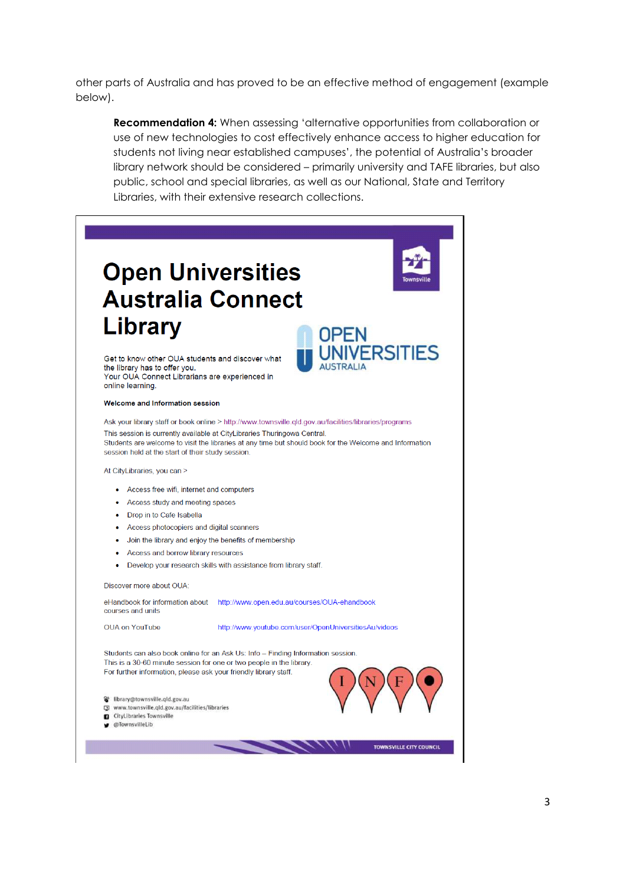other parts of Australia and has proved to be an effective method of engagement (example below).

> **Recommendation 4:** When assessing 'alternative opportunities from collaboration or use of new technologies to cost effectively enhance access to higher education for students not living near established campuses', the potential of Australia's broader library network should be considered – primarily university and TAFE libraries, but also public, school and special libraries, as well as our National, State and Territory Libraries, with their extensive research collections.

# Open Universities Australia Connect Library

Townsville

OPEN UNIVERSITIES AUSTRALIA

Get to know other OUA students and discover what the library has to offer you.
Your OUA Connect Librarians are experienced in online learning.

**Welcome and Information session**

Ask your library staff or book online > http://www.townsville.qld.gov.au/facilities/libraries/programs
This session is currently available at CityLibraries Thuringowa Central.
Students are welcome to visit the libraries at any time but should book for the Welcome and Information session held at the start of their study session.

At CityLibraries, you can >

- Access free wifi, internet and computers
- Access study and meeting spaces
- Drop in to Cafe Isabella
- Access photocopiers and digital scanners
- Join the library and enjoy the benefits of membership
- Access and borrow library resources
- Develop your research skills with assistance from library staff.

Discover more about OUA:

| | |
|---|---|
| eHandbook for information about courses and units | http://www.open.edu.au/courses/OUA-ehandbook |
| OUA on YouTube | http://www.youtube.com/user/OpenUniversitiesAu/videos |

Students can also book online for an Ask Us: Info – Finding Information session.
This is a 30-60 minute session for one or two people in the library.
For further information, please ask your friendly library staff.

I N F O

library@townsville.qld.gov.au
www.townsville.qld.gov.au/facilities/libraries
CityLibraries Townsville
@TownsvilleLib

TOWNSVILLE CITY COUNCIL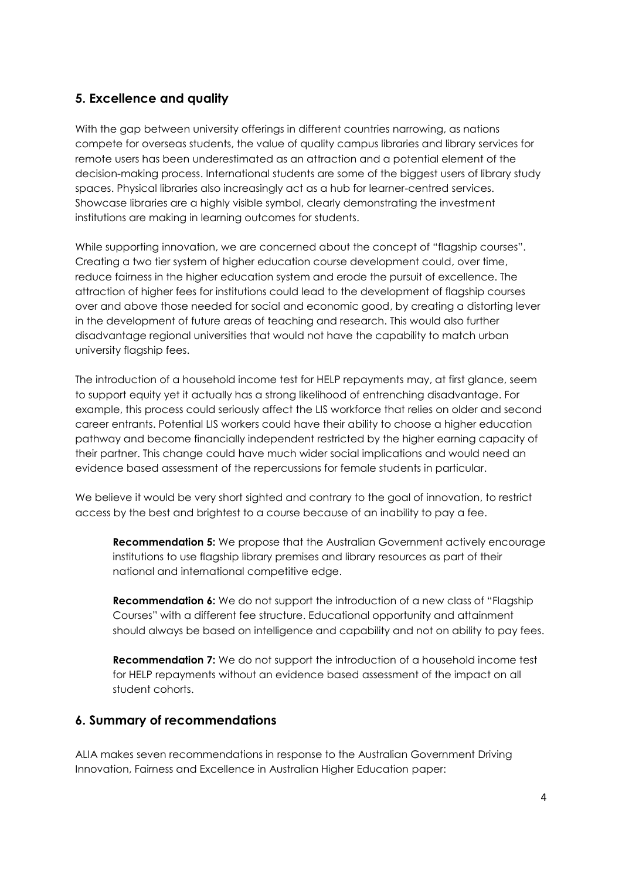## 5. Excellence and quality

With the gap between university offerings in different countries narrowing, as nations compete for overseas students, the value of quality campus libraries and library services for remote users has been underestimated as an attraction and a potential element of the decision-making process. International students are some of the biggest users of library study spaces. Physical libraries also increasingly act as a hub for learner-centred services. Showcase libraries are a highly visible symbol, clearly demonstrating the investment institutions are making in learning outcomes for students.

While supporting innovation, we are concerned about the concept of "flagship courses". Creating a two tier system of higher education course development could, over time, reduce fairness in the higher education system and erode the pursuit of excellence. The attraction of higher fees for institutions could lead to the development of flagship courses over and above those needed for social and economic good, by creating a distorting lever in the development of future areas of teaching and research. This would also further disadvantage regional universities that would not have the capability to match urban university flagship fees.

The introduction of a household income test for HELP repayments may, at first glance, seem to support equity yet it actually has a strong likelihood of entrenching disadvantage. For example, this process could seriously affect the LIS workforce that relies on older and second career entrants. Potential LIS workers could have their ability to choose a higher education pathway and become financially independent restricted by the higher earning capacity of their partner. This change could have much wider social implications and would need an evidence based assessment of the repercussions for female students in particular.

We believe it would be very short sighted and contrary to the goal of innovation, to restrict access by the best and brightest to a course because of an inability to pay a fee.

> **Recommendation 5:** We propose that the Australian Government actively encourage institutions to use flagship library premises and library resources as part of their national and international competitive edge.

> **Recommendation 6:** We do not support the introduction of a new class of "Flagship Courses" with a different fee structure. Educational opportunity and attainment should always be based on intelligence and capability and not on ability to pay fees.

> **Recommendation 7:** We do not support the introduction of a household income test for HELP repayments without an evidence based assessment of the impact on all student cohorts.

## 6. Summary of recommendations

ALIA makes seven recommendations in response to the Australian Government Driving Innovation, Fairness and Excellence in Australian Higher Education paper: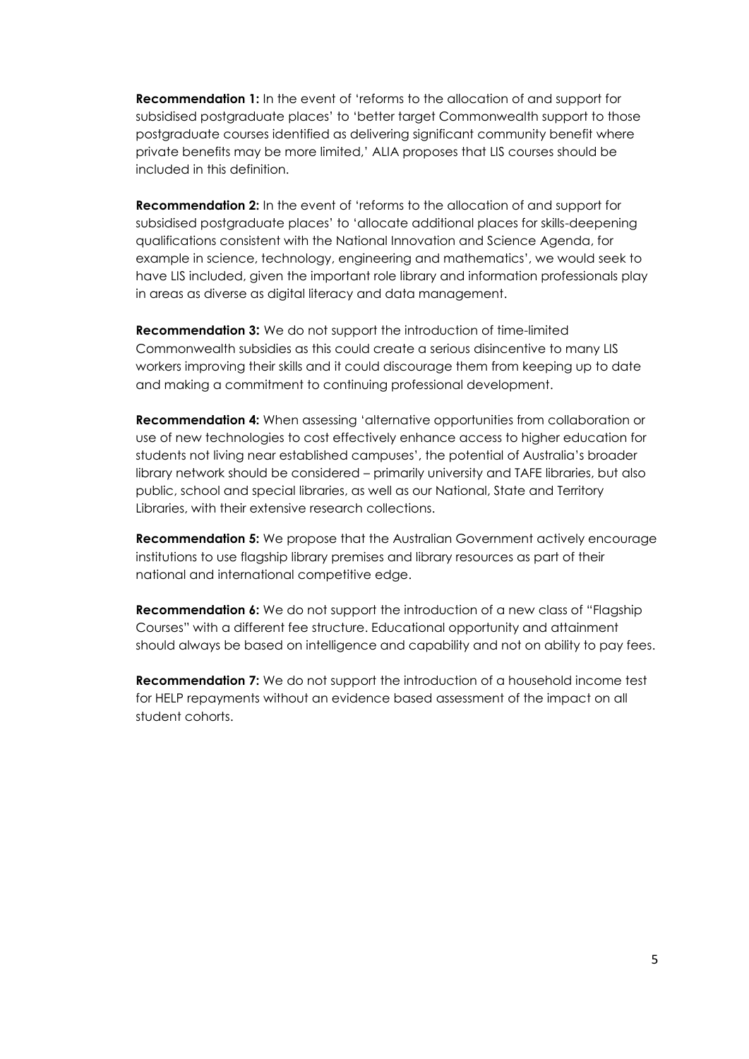**Recommendation 1:** In the event of 'reforms to the allocation of and support for subsidised postgraduate places' to 'better target Commonwealth support to those postgraduate courses identified as delivering significant community benefit where private benefits may be more limited,' ALIA proposes that LIS courses should be included in this definition.

**Recommendation 2:** In the event of 'reforms to the allocation of and support for subsidised postgraduate places' to 'allocate additional places for skills-deepening qualifications consistent with the National Innovation and Science Agenda, for example in science, technology, engineering and mathematics', we would seek to have LIS included, given the important role library and information professionals play in areas as diverse as digital literacy and data management.

**Recommendation 3:** We do not support the introduction of time-limited Commonwealth subsidies as this could create a serious disincentive to many LIS workers improving their skills and it could discourage them from keeping up to date and making a commitment to continuing professional development.

**Recommendation 4:** When assessing 'alternative opportunities from collaboration or use of new technologies to cost effectively enhance access to higher education for students not living near established campuses', the potential of Australia's broader library network should be considered – primarily university and TAFE libraries, but also public, school and special libraries, as well as our National, State and Territory Libraries, with their extensive research collections.

**Recommendation 5:** We propose that the Australian Government actively encourage institutions to use flagship library premises and library resources as part of their national and international competitive edge.

**Recommendation 6:** We do not support the introduction of a new class of "Flagship Courses" with a different fee structure. Educational opportunity and attainment should always be based on intelligence and capability and not on ability to pay fees.

**Recommendation 7:** We do not support the introduction of a household income test for HELP repayments without an evidence based assessment of the impact on all student cohorts.